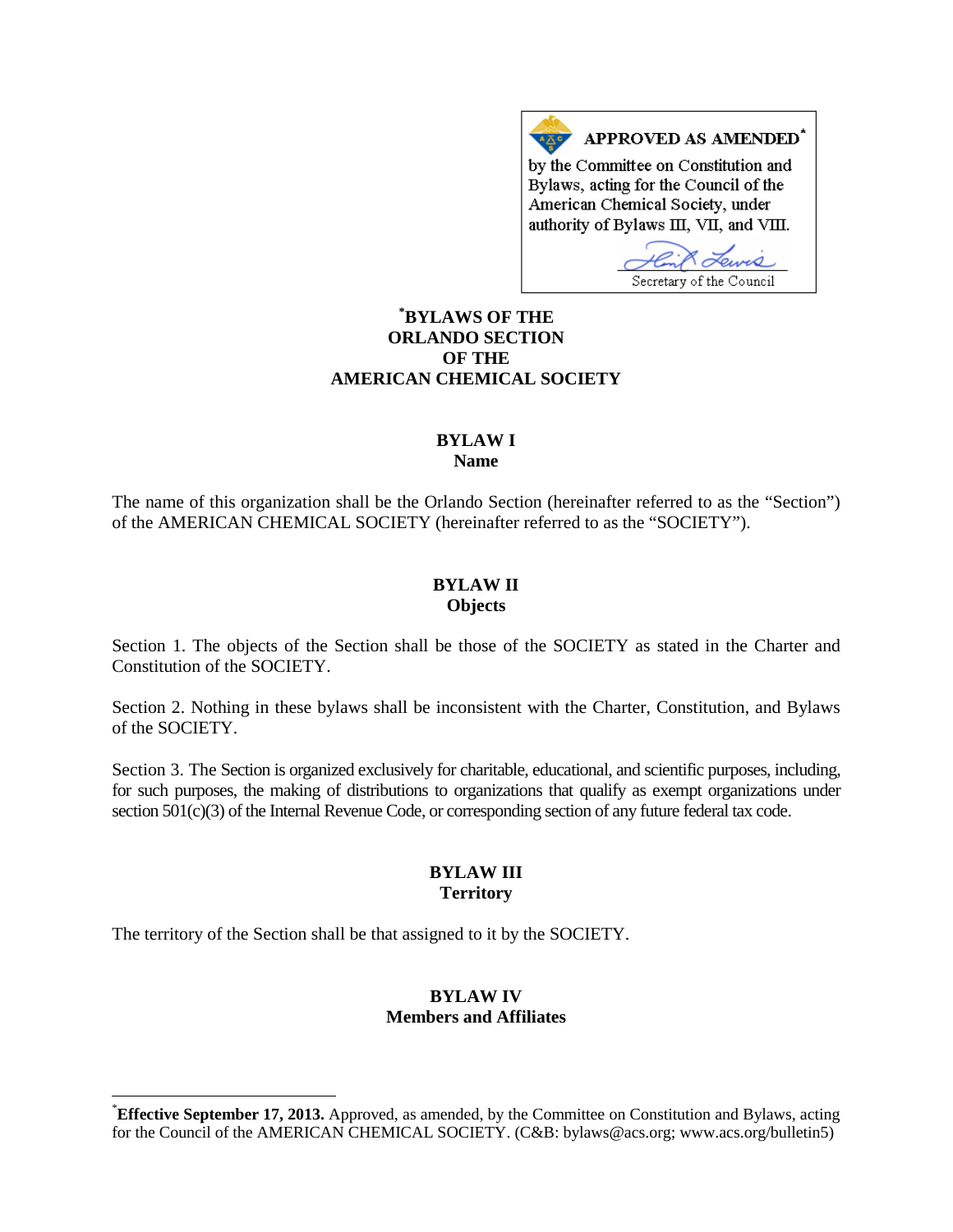**APPROVED AS AMENDED**[*]

by the Committee on Constitution and Bylaws, acting for the Council of the American Chemical Society, under authority of Bylaws III, VII, and VIII.

Secretary of the Council

# [*]BYLAWS OF THE ORLANDO SECTION OF THE AMERICAN CHEMICAL SOCIETY

## BYLAW I
## Name

The name of this organization shall be the Orlando Section (hereinafter referred to as the "Section") of the AMERICAN CHEMICAL SOCIETY (hereinafter referred to as the "SOCIETY").

## BYLAW II
## Objects

Section 1. The objects of the Section shall be those of the SOCIETY as stated in the Charter and Constitution of the SOCIETY.

Section 2. Nothing in these bylaws shall be inconsistent with the Charter, Constitution, and Bylaws of the SOCIETY.

Section 3. The Section is organized exclusively for charitable, educational, and scientific purposes, including, for such purposes, the making of distributions to organizations that qualify as exempt organizations under section 501(c)(3) of the Internal Revenue Code, or corresponding section of any future federal tax code.

## BYLAW III
## Territory

The territory of the Section shall be that assigned to it by the SOCIETY.

## BYLAW IV
## Members and Affiliates

---

[*]**Effective September 17, 2013.** Approved, as amended, by the Committee on Constitution and Bylaws, acting for the Council of the AMERICAN CHEMICAL SOCIETY. (C&B: bylaws@acs.org; www.acs.org/bulletin5)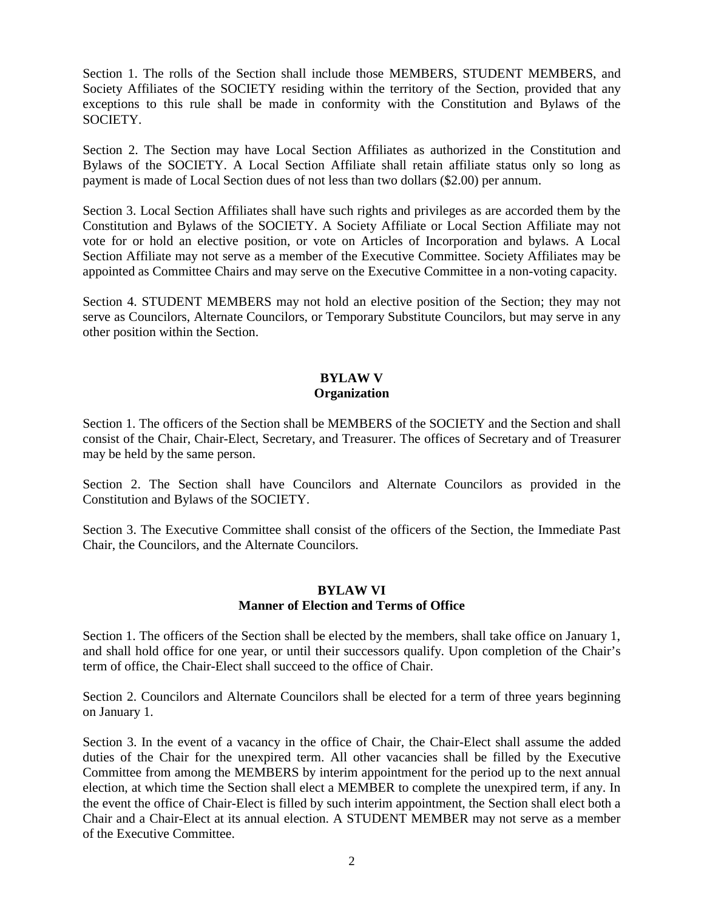Section 1. The rolls of the Section shall include those MEMBERS, STUDENT MEMBERS, and Society Affiliates of the SOCIETY residing within the territory of the Section, provided that any exceptions to this rule shall be made in conformity with the Constitution and Bylaws of the SOCIETY.

Section 2. The Section may have Local Section Affiliates as authorized in the Constitution and Bylaws of the SOCIETY. A Local Section Affiliate shall retain affiliate status only so long as payment is made of Local Section dues of not less than two dollars ($2.00) per annum.

Section 3. Local Section Affiliates shall have such rights and privileges as are accorded them by the Constitution and Bylaws of the SOCIETY. A Society Affiliate or Local Section Affiliate may not vote for or hold an elective position, or vote on Articles of Incorporation and bylaws. A Local Section Affiliate may not serve as a member of the Executive Committee. Society Affiliates may be appointed as Committee Chairs and may serve on the Executive Committee in a non-voting capacity.

Section 4. STUDENT MEMBERS may not hold an elective position of the Section; they may not serve as Councilors, Alternate Councilors, or Temporary Substitute Councilors, but may serve in any other position within the Section.

## BYLAW V
## Organization

Section 1. The officers of the Section shall be MEMBERS of the SOCIETY and the Section and shall consist of the Chair, Chair-Elect, Secretary, and Treasurer. The offices of Secretary and of Treasurer may be held by the same person.

Section 2. The Section shall have Councilors and Alternate Councilors as provided in the Constitution and Bylaws of the SOCIETY.

Section 3. The Executive Committee shall consist of the officers of the Section, the Immediate Past Chair, the Councilors, and the Alternate Councilors.

## BYLAW VI
## Manner of Election and Terms of Office

Section 1. The officers of the Section shall be elected by the members, shall take office on January 1, and shall hold office for one year, or until their successors qualify. Upon completion of the Chair's term of office, the Chair-Elect shall succeed to the office of Chair.

Section 2. Councilors and Alternate Councilors shall be elected for a term of three years beginning on January 1.

Section 3. In the event of a vacancy in the office of Chair, the Chair-Elect shall assume the added duties of the Chair for the unexpired term. All other vacancies shall be filled by the Executive Committee from among the MEMBERS by interim appointment for the period up to the next annual election, at which time the Section shall elect a MEMBER to complete the unexpired term, if any. In the event the office of Chair-Elect is filled by such interim appointment, the Section shall elect both a Chair and a Chair-Elect at its annual election. A STUDENT MEMBER may not serve as a member of the Executive Committee.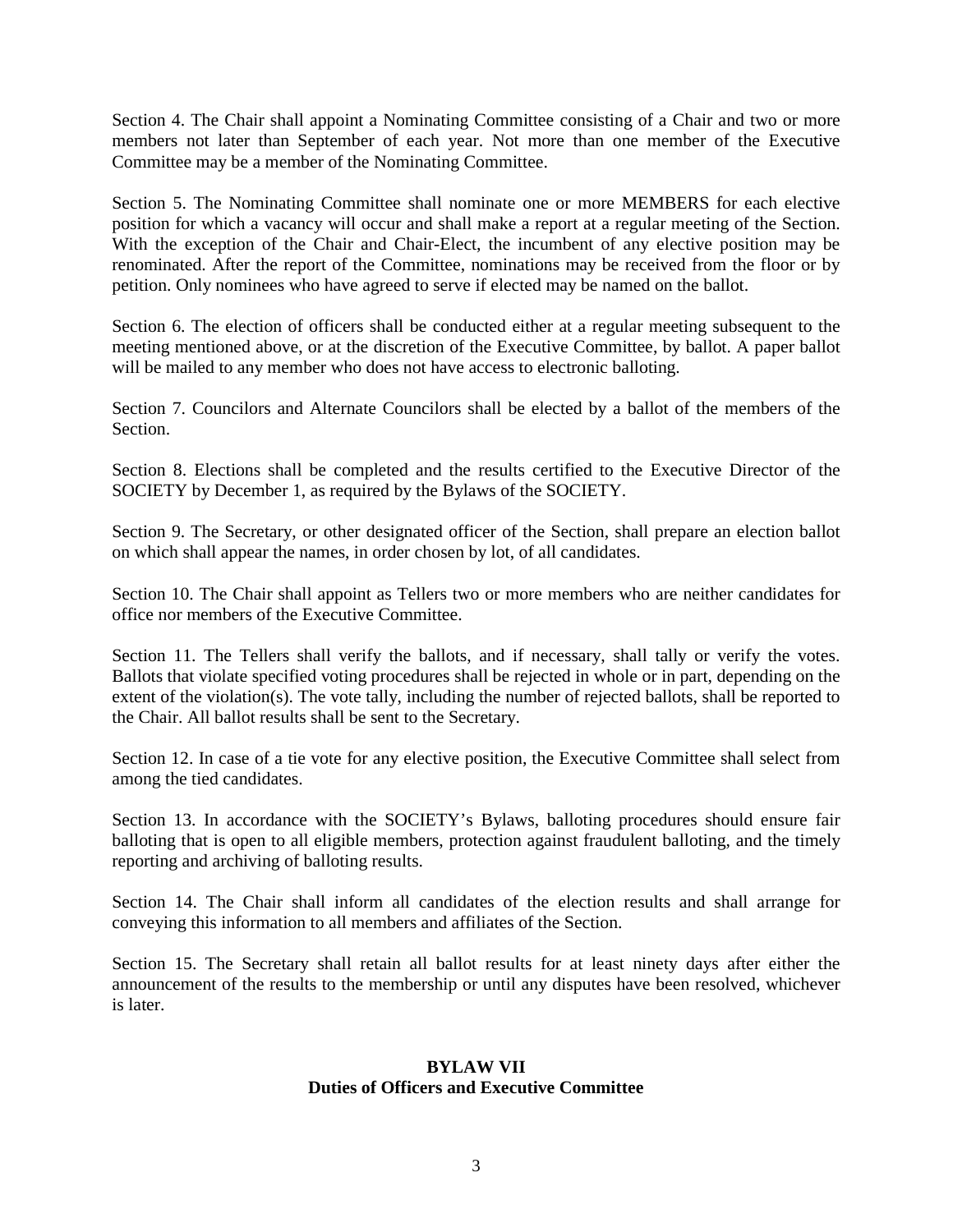Section 4. The Chair shall appoint a Nominating Committee consisting of a Chair and two or more members not later than September of each year. Not more than one member of the Executive Committee may be a member of the Nominating Committee.

Section 5. The Nominating Committee shall nominate one or more MEMBERS for each elective position for which a vacancy will occur and shall make a report at a regular meeting of the Section. With the exception of the Chair and Chair-Elect, the incumbent of any elective position may be renominated. After the report of the Committee, nominations may be received from the floor or by petition. Only nominees who have agreed to serve if elected may be named on the ballot.

Section 6. The election of officers shall be conducted either at a regular meeting subsequent to the meeting mentioned above, or at the discretion of the Executive Committee, by ballot. A paper ballot will be mailed to any member who does not have access to electronic balloting.

Section 7. Councilors and Alternate Councilors shall be elected by a ballot of the members of the Section.

Section 8. Elections shall be completed and the results certified to the Executive Director of the SOCIETY by December 1, as required by the Bylaws of the SOCIETY.

Section 9. The Secretary, or other designated officer of the Section, shall prepare an election ballot on which shall appear the names, in order chosen by lot, of all candidates.

Section 10. The Chair shall appoint as Tellers two or more members who are neither candidates for office nor members of the Executive Committee.

Section 11. The Tellers shall verify the ballots, and if necessary, shall tally or verify the votes. Ballots that violate specified voting procedures shall be rejected in whole or in part, depending on the extent of the violation(s). The vote tally, including the number of rejected ballots, shall be reported to the Chair. All ballot results shall be sent to the Secretary.

Section 12. In case of a tie vote for any elective position, the Executive Committee shall select from among the tied candidates.

Section 13. In accordance with the SOCIETY's Bylaws, balloting procedures should ensure fair balloting that is open to all eligible members, protection against fraudulent balloting, and the timely reporting and archiving of balloting results.

Section 14. The Chair shall inform all candidates of the election results and shall arrange for conveying this information to all members and affiliates of the Section.

Section 15. The Secretary shall retain all ballot results for at least ninety days after either the announcement of the results to the membership or until any disputes have been resolved, whichever is later.

## BYLAW VII
## Duties of Officers and Executive Committee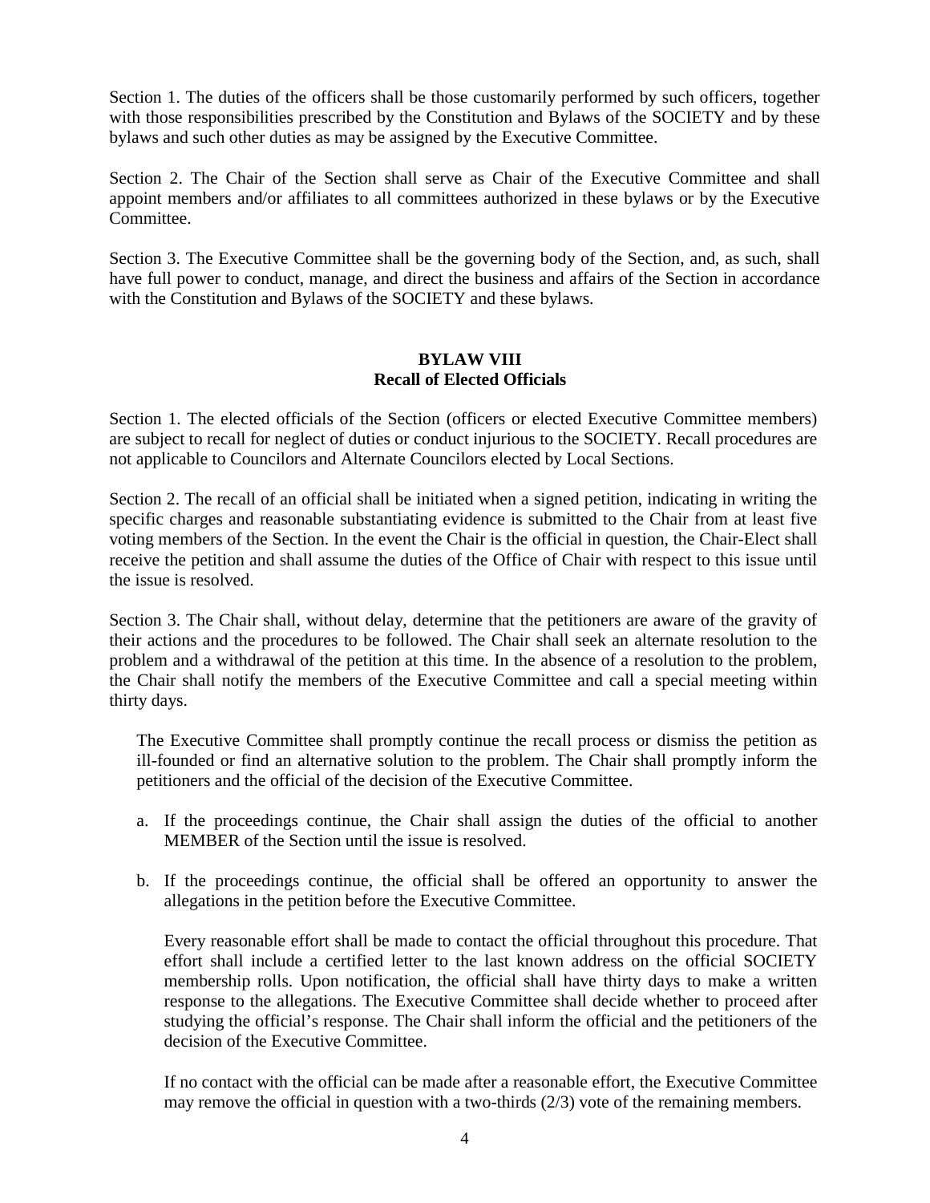Section 1. The duties of the officers shall be those customarily performed by such officers, together with those responsibilities prescribed by the Constitution and Bylaws of the SOCIETY and by these bylaws and such other duties as may be assigned by the Executive Committee.

Section 2. The Chair of the Section shall serve as Chair of the Executive Committee and shall appoint members and/or affiliates to all committees authorized in these bylaws or by the Executive Committee.

Section 3. The Executive Committee shall be the governing body of the Section, and, as such, shall have full power to conduct, manage, and direct the business and affairs of the Section in accordance with the Constitution and Bylaws of the SOCIETY and these bylaws.

## BYLAW VIII
## Recall of Elected Officials

Section 1. The elected officials of the Section (officers or elected Executive Committee members) are subject to recall for neglect of duties or conduct injurious to the SOCIETY. Recall procedures are not applicable to Councilors and Alternate Councilors elected by Local Sections.

Section 2. The recall of an official shall be initiated when a signed petition, indicating in writing the specific charges and reasonable substantiating evidence is submitted to the Chair from at least five voting members of the Section. In the event the Chair is the official in question, the Chair-Elect shall receive the petition and shall assume the duties of the Office of Chair with respect to this issue until the issue is resolved.

Section 3. The Chair shall, without delay, determine that the petitioners are aware of the gravity of their actions and the procedures to be followed. The Chair shall seek an alternate resolution to the problem and a withdrawal of the petition at this time. In the absence of a resolution to the problem, the Chair shall notify the members of the Executive Committee and call a special meeting within thirty days.

The Executive Committee shall promptly continue the recall process or dismiss the petition as ill-founded or find an alternative solution to the problem. The Chair shall promptly inform the petitioners and the official of the decision of the Executive Committee.

a. If the proceedings continue, the Chair shall assign the duties of the official to another MEMBER of the Section until the issue is resolved.

b. If the proceedings continue, the official shall be offered an opportunity to answer the allegations in the petition before the Executive Committee.

   Every reasonable effort shall be made to contact the official throughout this procedure. That effort shall include a certified letter to the last known address on the official SOCIETY membership rolls. Upon notification, the official shall have thirty days to make a written response to the allegations. The Executive Committee shall decide whether to proceed after studying the official's response. The Chair shall inform the official and the petitioners of the decision of the Executive Committee.

   If no contact with the official can be made after a reasonable effort, the Executive Committee may remove the official in question with a two-thirds (2/3) vote of the remaining members.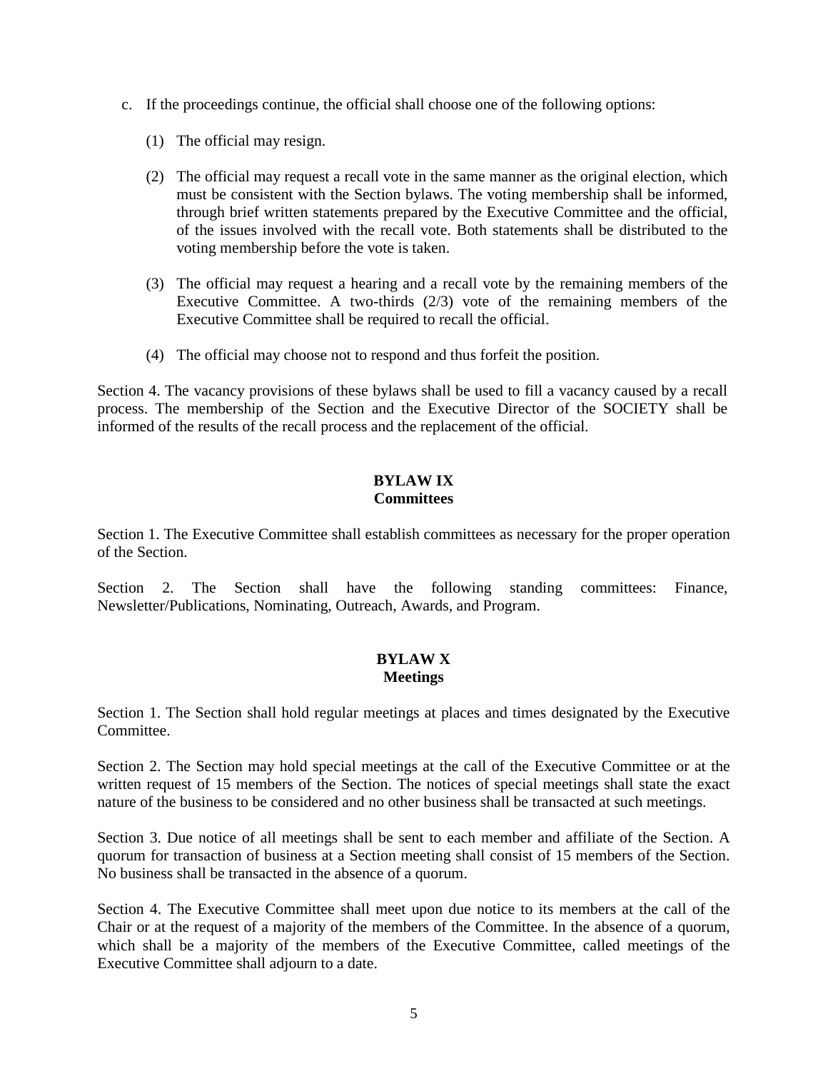c. If the proceedings continue, the official shall choose one of the following options:

   (1) The official may resign.

   (2) The official may request a recall vote in the same manner as the original election, which must be consistent with the Section bylaws. The voting membership shall be informed, through brief written statements prepared by the Executive Committee and the official, of the issues involved with the recall vote. Both statements shall be distributed to the voting membership before the vote is taken.

   (3) The official may request a hearing and a recall vote by the remaining members of the Executive Committee. A two-thirds (2/3) vote of the remaining members of the Executive Committee shall be required to recall the official.

   (4) The official may choose not to respond and thus forfeit the position.

Section 4. The vacancy provisions of these bylaws shall be used to fill a vacancy caused by a recall process. The membership of the Section and the Executive Director of the SOCIETY shall be informed of the results of the recall process and the replacement of the official.

## BYLAW IX
## Committees

Section 1. The Executive Committee shall establish committees as necessary for the proper operation of the Section.

Section 2. The Section shall have the following standing committees: Finance, Newsletter/Publications, Nominating, Outreach, Awards, and Program.

## BYLAW X
## Meetings

Section 1. The Section shall hold regular meetings at places and times designated by the Executive Committee.

Section 2. The Section may hold special meetings at the call of the Executive Committee or at the written request of 15 members of the Section. The notices of special meetings shall state the exact nature of the business to be considered and no other business shall be transacted at such meetings.

Section 3. Due notice of all meetings shall be sent to each member and affiliate of the Section. A quorum for transaction of business at a Section meeting shall consist of 15 members of the Section. No business shall be transacted in the absence of a quorum.

Section 4. The Executive Committee shall meet upon due notice to its members at the call of the Chair or at the request of a majority of the members of the Committee. In the absence of a quorum, which shall be a majority of the members of the Executive Committee, called meetings of the Executive Committee shall adjourn to a date.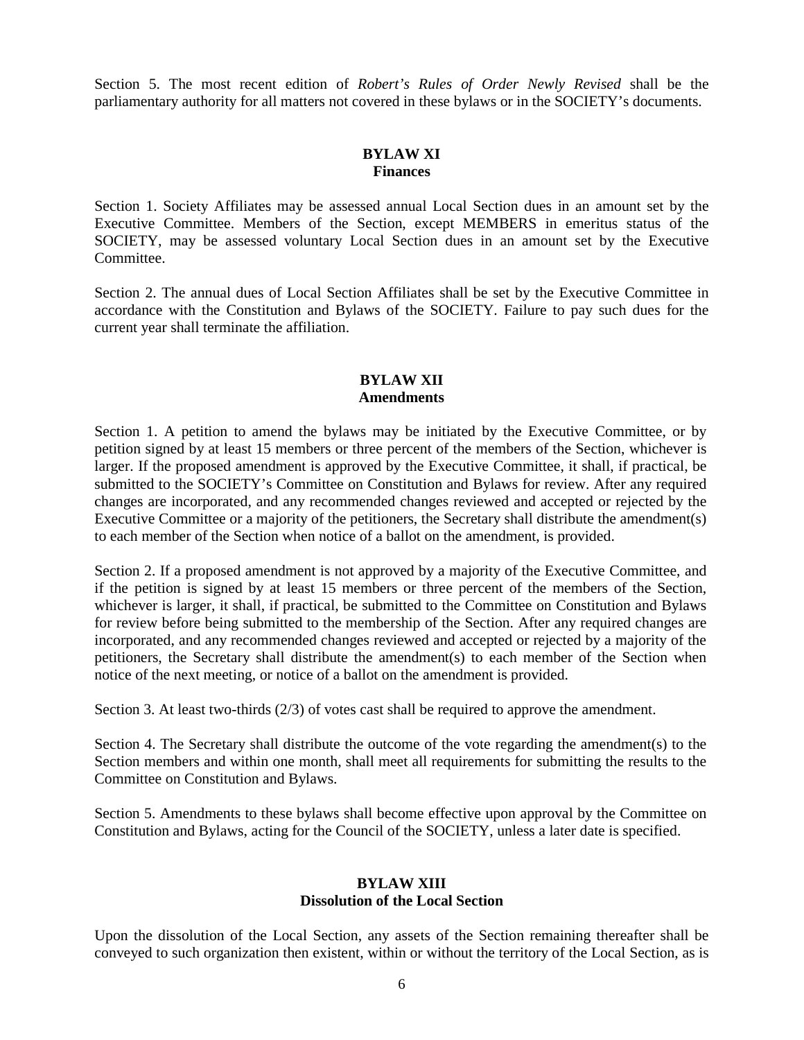Section 5. The most recent edition of *Robert's Rules of Order Newly Revised* shall be the parliamentary authority for all matters not covered in these bylaws or in the SOCIETY's documents.

## BYLAW XI
## Finances

Section 1. Society Affiliates may be assessed annual Local Section dues in an amount set by the Executive Committee. Members of the Section, except MEMBERS in emeritus status of the SOCIETY, may be assessed voluntary Local Section dues in an amount set by the Executive Committee.

Section 2. The annual dues of Local Section Affiliates shall be set by the Executive Committee in accordance with the Constitution and Bylaws of the SOCIETY. Failure to pay such dues for the current year shall terminate the affiliation.

## BYLAW XII
## Amendments

Section 1. A petition to amend the bylaws may be initiated by the Executive Committee, or by petition signed by at least 15 members or three percent of the members of the Section, whichever is larger. If the proposed amendment is approved by the Executive Committee, it shall, if practical, be submitted to the SOCIETY's Committee on Constitution and Bylaws for review. After any required changes are incorporated, and any recommended changes reviewed and accepted or rejected by the Executive Committee or a majority of the petitioners, the Secretary shall distribute the amendment(s) to each member of the Section when notice of a ballot on the amendment, is provided.

Section 2. If a proposed amendment is not approved by a majority of the Executive Committee, and if the petition is signed by at least 15 members or three percent of the members of the Section, whichever is larger, it shall, if practical, be submitted to the Committee on Constitution and Bylaws for review before being submitted to the membership of the Section. After any required changes are incorporated, and any recommended changes reviewed and accepted or rejected by a majority of the petitioners, the Secretary shall distribute the amendment(s) to each member of the Section when notice of the next meeting, or notice of a ballot on the amendment is provided.

Section 3. At least two-thirds (2/3) of votes cast shall be required to approve the amendment.

Section 4. The Secretary shall distribute the outcome of the vote regarding the amendment(s) to the Section members and within one month, shall meet all requirements for submitting the results to the Committee on Constitution and Bylaws.

Section 5. Amendments to these bylaws shall become effective upon approval by the Committee on Constitution and Bylaws, acting for the Council of the SOCIETY, unless a later date is specified.

## BYLAW XIII
## Dissolution of the Local Section

Upon the dissolution of the Local Section, any assets of the Section remaining thereafter shall be conveyed to such organization then existent, within or without the territory of the Local Section, as is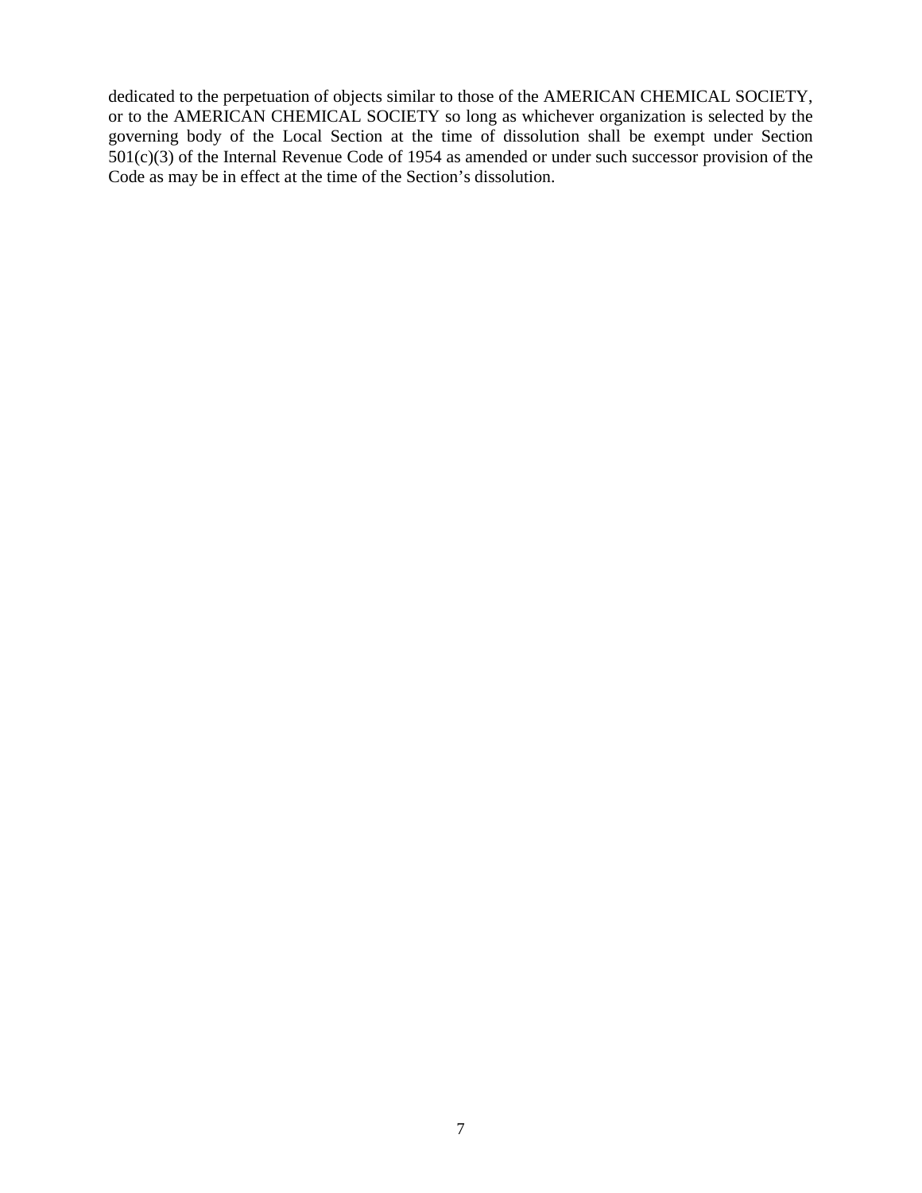dedicated to the perpetuation of objects similar to those of the AMERICAN CHEMICAL SOCIETY, or to the AMERICAN CHEMICAL SOCIETY so long as whichever organization is selected by the governing body of the Local Section at the time of dissolution shall be exempt under Section 501(c)(3) of the Internal Revenue Code of 1954 as amended or under such successor provision of the Code as may be in effect at the time of the Section's dissolution.